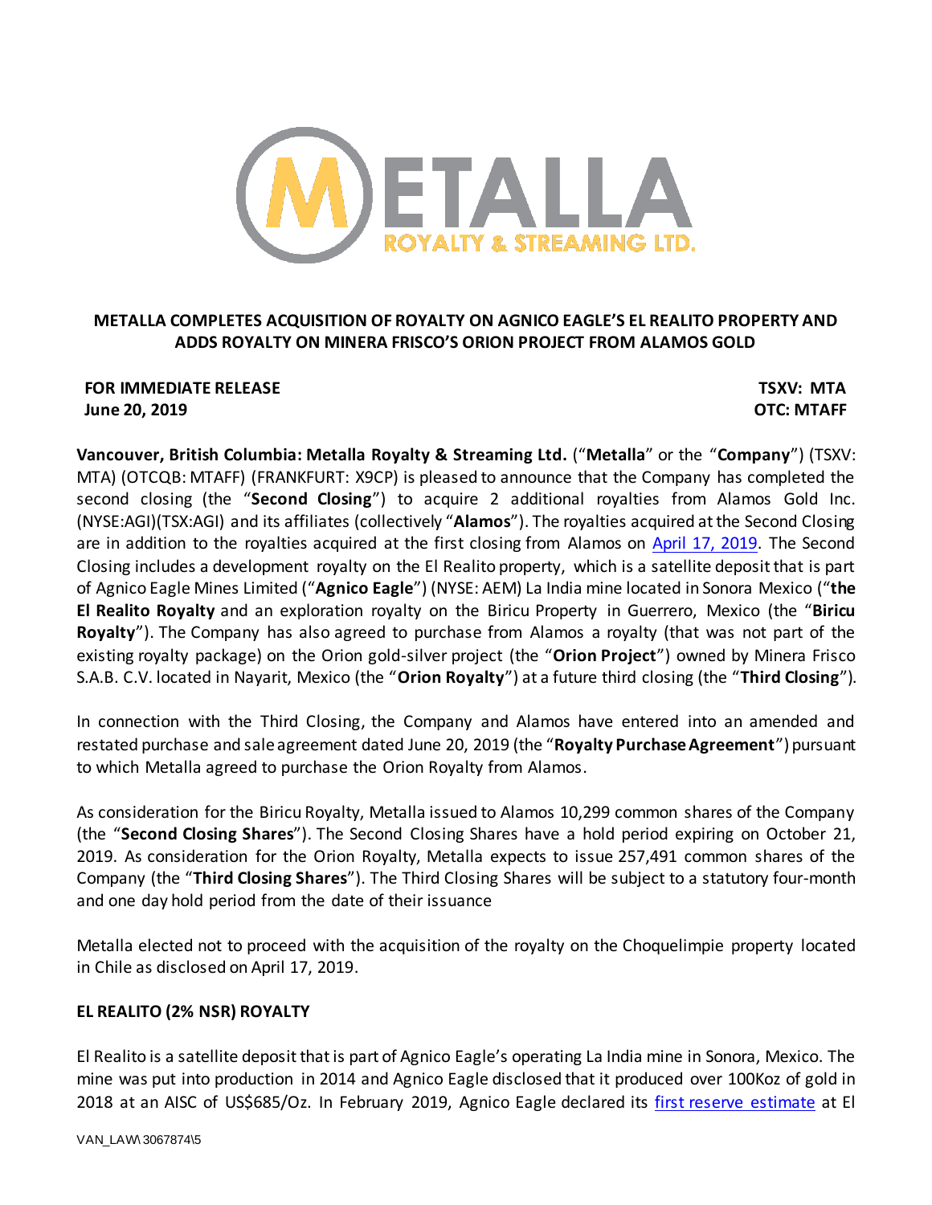# METALLA COMPLETES ACQUISITION OF ROYALTY ON AGNICO EAGLE'S EL REALITO PROPERTY AND ADDS ROYALTY ON MINERA FRISCO'S ORION PROJECT FROM ALAMOS GOLD

**FOR IMMEDIATE RELEASE** **TSXV: MTA**
**June 20, 2019** **OTC: MTAFF**

**Vancouver, British Columbia: Metalla Royalty & Streaming Ltd.** ("**Metalla**" or the "**Company**") (TSXV: MTA) (OTCQB: MTAFF) (FRANKFURT: X9CP) is pleased to announce that the Company has completed the second closing (the "**Second Closing**") to acquire 2 additional royalties from Alamos Gold Inc. (NYSE:AGI)(TSX:AGI) and its affiliates (collectively "**Alamos**"). The royalties acquired at the Second Closing are in addition to the royalties acquired at the first closing from Alamos on April 17, 2019. The Second Closing includes a development royalty on the El Realito property, which is a satellite deposit that is part of Agnico Eagle Mines Limited ("**Agnico Eagle**") (NYSE: AEM) La India mine located in Sonora Mexico ("**the El Realito Royalty** and an exploration royalty on the Biricu Property in Guerrero, Mexico (the "**Biricu Royalty**"). The Company has also agreed to purchase from Alamos a royalty (that was not part of the existing royalty package) on the Orion gold-silver project (the "**Orion Project**") owned by Minera Frisco S.A.B. C.V. located in Nayarit, Mexico (the "**Orion Royalty**") at a future third closing (the "**Third Closing**").

In connection with the Third Closing, the Company and Alamos have entered into an amended and restated purchase and sale agreement dated June 20, 2019 (the "**Royalty Purchase Agreement**") pursuant to which Metalla agreed to purchase the Orion Royalty from Alamos.

As consideration for the Biricu Royalty, Metalla issued to Alamos 10,299 common shares of the Company (the "**Second Closing Shares**"). The Second Closing Shares have a hold period expiring on October 21, 2019. As consideration for the Orion Royalty, Metalla expects to issue 257,491 common shares of the Company (the "**Third Closing Shares**"). The Third Closing Shares will be subject to a statutory four-month and one day hold period from the date of their issuance

Metalla elected not to proceed with the acquisition of the royalty on the Choquelimpie property located in Chile as disclosed on April 17, 2019.

## EL REALITO (2% NSR) ROYALTY

El Realito is a satellite deposit that is part of Agnico Eagle's operating La India mine in Sonora, Mexico. The mine was put into production in 2014 and Agnico Eagle disclosed that it produced over 100Koz of gold in 2018 at an AISC of US$685/Oz. In February 2019, Agnico Eagle declared its first reserve estimate at El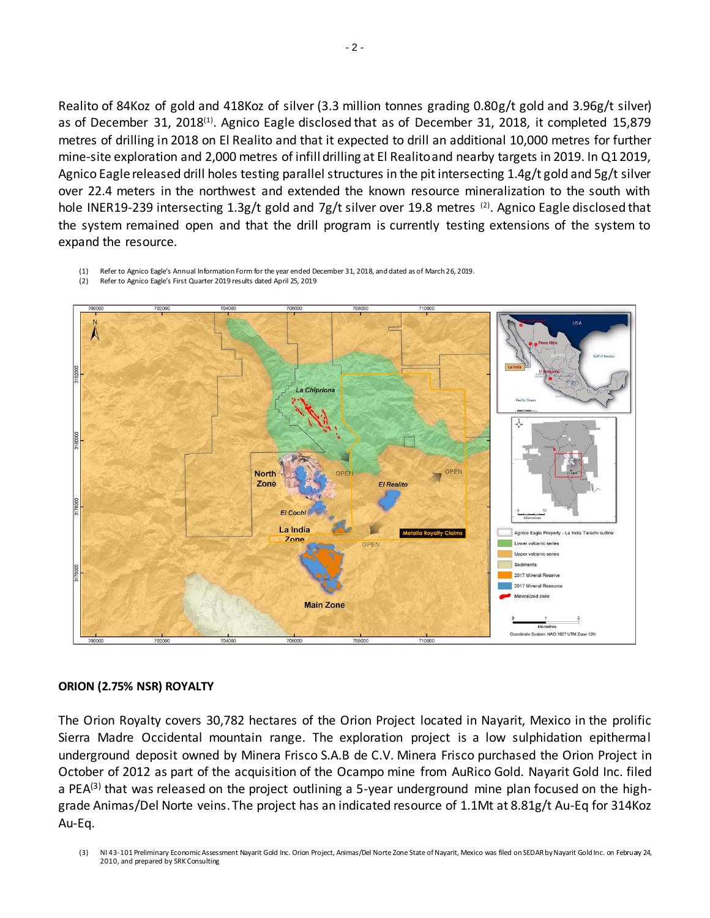Realito of 84Koz of gold and 418Koz of silver (3.3 million tonnes grading 0.80g/t gold and 3.96g/t silver) as of December 31, 2018[(1)]. Agnico Eagle disclosed that as of December 31, 2018, it completed 15,879 metres of drilling in 2018 on El Realito and that it expected to drill an additional 10,000 metres for further mine-site exploration and 2,000 metres of infill drilling at El Realito and nearby targets in 2019. In Q1 2019, Agnico Eagle released drill holes testing parallel structures in the pit intersecting 1.4g/t gold and 5g/t silver over 22.4 meters in the northwest and extended the known resource mineralization to the south with hole INER19-239 intersecting 1.3g/t gold and 7g/t silver over 19.8 metres [(2)]. Agnico Eagle disclosed that the system remained open and that the drill program is currently testing extensions of the system to expand the resource.

(1) Refer to Agnico Eagle's Annual Information Form for the year ended December 31, 2018, and dated as of March 26, 2019.
(2) Refer to Agnico Eagle's First Quarter 2019 results dated April 25, 2019

## ORION (2.75% NSR) ROYALTY

The Orion Royalty covers 30,782 hectares of the Orion Project located in Nayarit, Mexico in the prolific Sierra Madre Occidental mountain range. The exploration project is a low sulphidation epithermal underground deposit owned by Minera Frisco S.A.B de C.V. Minera Frisco purchased the Orion Project in October of 2012 as part of the acquisition of the Ocampo mine from AuRico Gold. Nayarit Gold Inc. filed a PEA[(3)] that was released on the project outlining a 5-year underground mine plan focused on the high-grade Animas/Del Norte veins. The project has an indicated resource of 1.1Mt at 8.81g/t Au-Eq for 314Koz Au-Eq.

(3) NI 43-101 Preliminary Economic Assessment Nayarit Gold Inc. Orion Project, Animas/Del Norte Zone State of Nayarit, Mexico was filed on SEDAR by Nayarit Gold Inc. on February 24, 2010, and prepared by SRK Consulting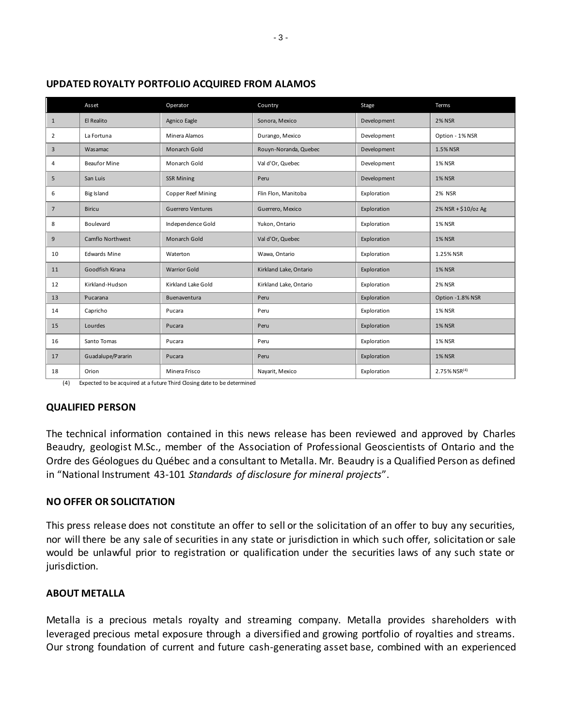## UPDATED ROYALTY PORTFOLIO ACQUIRED FROM ALAMOS

| | Asset | Operator | Country | Stage | Terms |
|---|---|---|---|---|---|
| 1 | El Realito | Agnico Eagle | Sonora, Mexico | Development | 2% NSR |
| 2 | La Fortuna | Minera Alamos | Durango, Mexico | Development | Option - 1% NSR |
| 3 | Wasamac | Monarch Gold | Rouyn-Noranda, Quebec | Development | 1.5% NSR |
| 4 | Beaufor Mine | Monarch Gold | Val d'Or, Quebec | Development | 1% NSR |
| 5 | San Luis | SSR Mining | Peru | Development | 1% NSR |
| 6 | Big Island | Copper Reef Mining | Flin Flon, Manitoba | Exploration | 2% NSR |
| 7 | Biricu | Guerrero Ventures | Guerrero, Mexico | Exploration | 2% NSR + $10/oz Ag |
| 8 | Boulevard | Independence Gold | Yukon, Ontario | Exploration | 1% NSR |
| 9 | Camflo Northwest | Monarch Gold | Val d'Or, Quebec | Exploration | 1% NSR |
| 10 | Edwards Mine | Waterton | Wawa, Ontario | Exploration | 1.25% NSR |
| 11 | Goodfish Kirana | Warrior Gold | Kirkland Lake, Ontario | Exploration | 1% NSR |
| 12 | Kirkland-Hudson | Kirkland Lake Gold | Kirkland Lake, Ontario | Exploration | 2% NSR |
| 13 | Pucarana | Buenaventura | Peru | Exploration | Option -1.8% NSR |
| 14 | Capricho | Pucara | Peru | Exploration | 1% NSR |
| 15 | Lourdes | Pucara | Peru | Exploration | 1% NSR |
| 16 | Santo Tomas | Pucara | Peru | Exploration | 1% NSR |
| 17 | Guadalupe/Pararin | Pucara | Peru | Exploration | 1% NSR |
| 18 | Orion | Minera Frisco | Nayarit, Mexico | Exploration | 2.75% NSR[(4)] |

(4) Expected to be acquired at a future Third Closing date to be determined

## QUALIFIED PERSON

The technical information contained in this news release has been reviewed and approved by Charles Beaudry, geologist M.Sc., member of the Association of Professional Geoscientists of Ontario and the Ordre des Géologues du Québec and a consultant to Metalla. Mr. Beaudry is a Qualified Person as defined in "National Instrument 43-101 *Standards of disclosure for mineral projects*".

## NO OFFER OR SOLICITATION

This press release does not constitute an offer to sell or the solicitation of an offer to buy any securities, nor will there be any sale of securities in any state or jurisdiction in which such offer, solicitation or sale would be unlawful prior to registration or qualification under the securities laws of any such state or jurisdiction.

## ABOUT METALLA

Metalla is a precious metals royalty and streaming company. Metalla provides shareholders with leveraged precious metal exposure through a diversified and growing portfolio of royalties and streams. Our strong foundation of current and future cash-generating asset base, combined with an experienced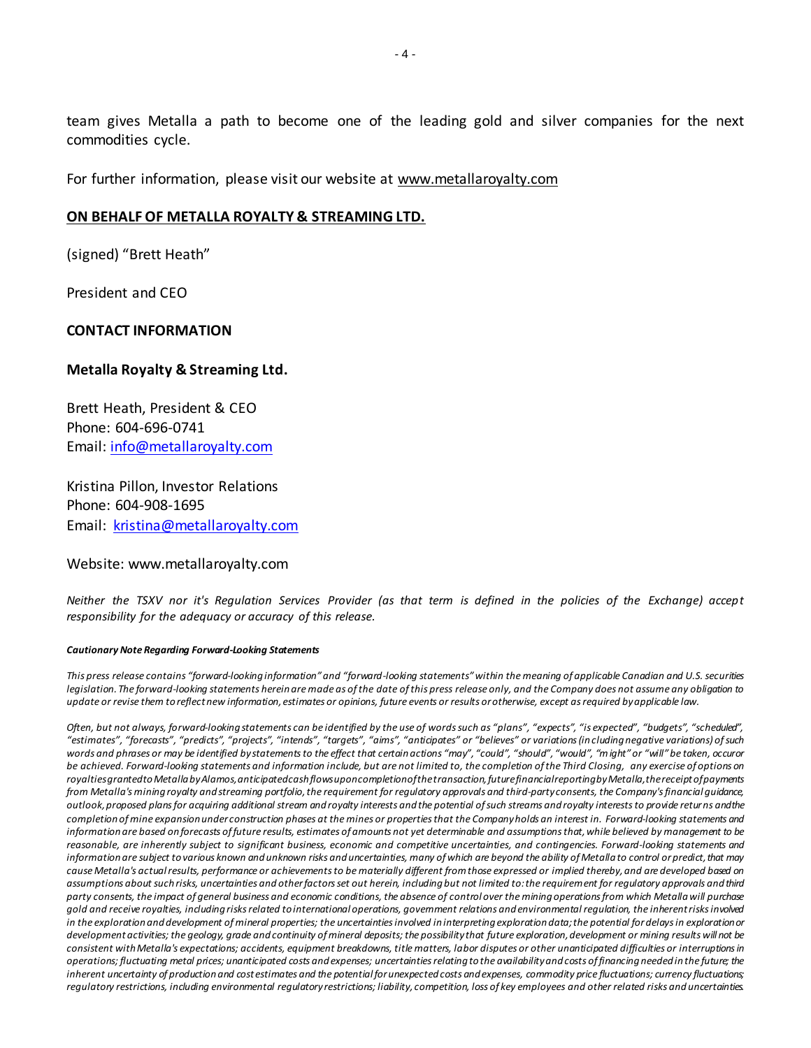team gives Metalla a path to become one of the leading gold and silver companies for the next commodities cycle.

For further information, please visit our website at www.metallaroyalty.com

**ON BEHALF OF METALLA ROYALTY & STREAMING LTD.**

(signed) "Brett Heath"

President and CEO

**CONTACT INFORMATION**

**Metalla Royalty & Streaming Ltd.**

Brett Heath, President & CEO
Phone: 604-696-0741
Email: info@metallaroyalty.com

Kristina Pillon, Investor Relations
Phone: 604-908-1695
Email: kristina@metallaroyalty.com

Website: www.metallaroyalty.com

*Neither the TSXV nor it's Regulation Services Provider (as that term is defined in the policies of the Exchange) accept responsibility for the adequacy or accuracy of this release.*

***Cautionary Note Regarding Forward-Looking Statements***

*This press release contains "forward-looking information" and "forward-looking statements" within the meaning of applicable Canadian and U.S. securities legislation. The forward-looking statements herein are made as of the date of this press release only, and the Company does not assume any obligation to update or revise them to reflect new information, estimates or opinions, future events or results or otherwise, except as required by applicable law.*

*Often, but not always, forward-looking statements can be identified by the use of words such as "plans", "expects", "is expected", "budgets", "scheduled", "estimates", "forecasts", "predicts", "projects", "intends", "targets", "aims", "anticipates" or "believes" or variations (including negative variations) of such words and phrases or may be identified by statements to the effect that certain actions "may", "could", "should", "would", "might" or "will" be taken, occur or be achieved. Forward-looking statements and information include, but are not limited to, the completion of the Third Closing, any exercise of options on royalties granted to Metalla by Alamos, anticipated cash flows upon completion of the transaction, future financial reporting by Metalla, the receipt of payments from Metalla's mining royalty and streaming portfolio, the requirement for regulatory approvals and third-party consents, the Company's financial guidance, outlook, proposed plans for acquiring additional stream and royalty interests and the potential of such streams and royalty interests to provide returns and the completion of mine expansion under construction phases at the mines or properties that the Company holds an interest in. Forward-looking statements and information are based on forecasts of future results, estimates of amounts not yet determinable and assumptions that, while believed by management to be reasonable, are inherently subject to significant business, economic and competitive uncertainties, and contingencies. Forward-looking statements and information are subject to various known and unknown risks and uncertainties, many of which are beyond the ability of Metalla to control or predict, that may cause Metalla's actual results, performance or achievements to be materially different from those expressed or implied thereby, and are developed based on assumptions about such risks, uncertainties and other factors set out herein, including but not limited to: the requirement for regulatory approvals and third party consents, the impact of general business and economic conditions, the absence of control over the mining operations from which Metalla will purchase gold and receive royalties, including risks related to international operations, government relations and environmental regulation, the inherent risks involved in the exploration and development of mineral properties; the uncertainties involved in interpreting exploration data; the potential for delays in exploration or development activities; the geology, grade and continuity of mineral deposits; the possibility that future exploration, development or mining results will not be consistent with Metalla's expectations; accidents, equipment breakdowns, title matters, labor disputes or other unanticipated difficulties or interruptions in operations; fluctuating metal prices; unanticipated costs and expenses; uncertainties relating to the availability and costs of financing needed in the future; the inherent uncertainty of production and cost estimates and the potential for unexpected costs and expenses, commodity price fluctuations; currency fluctuations; regulatory restrictions, including environmental regulatory restrictions; liability, competition, loss of key employees and other related risks and uncertainties.*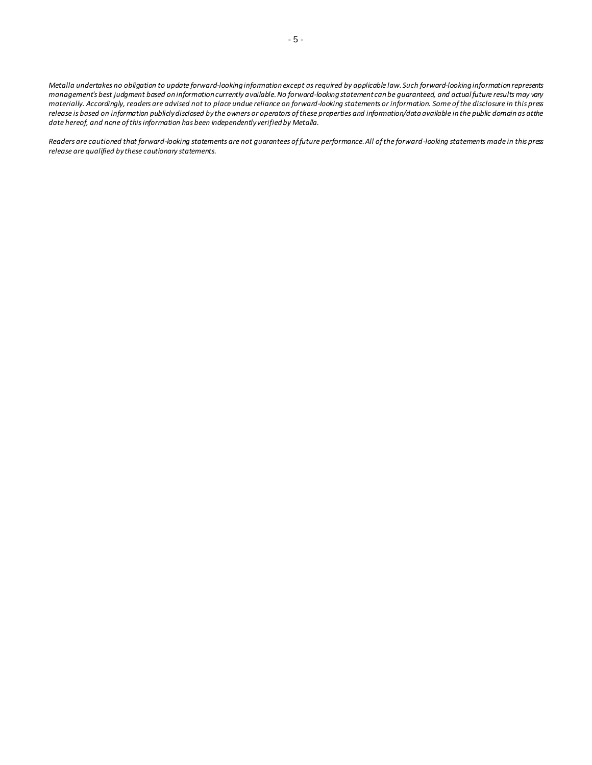*Metalla undertakes no obligation to update forward-looking information except as required by applicable law. Such forward-looking information represents management's best judgment based on information currently available. No forward-looking statement can be guaranteed, and actual future results may vary materially. Accordingly, readers are advised not to place undue reliance on forward-looking statements or information. Some of the disclosure in this press release is based on information publicly disclosed by the owners or operators of these properties and information/data available in the public domain as at the date hereof, and none of this information has been independently verified by Metalla.*

*Readers are cautioned that forward-looking statements are not guarantees of future performance. All of the forward-looking statements made in this press release are qualified by these cautionary statements.*